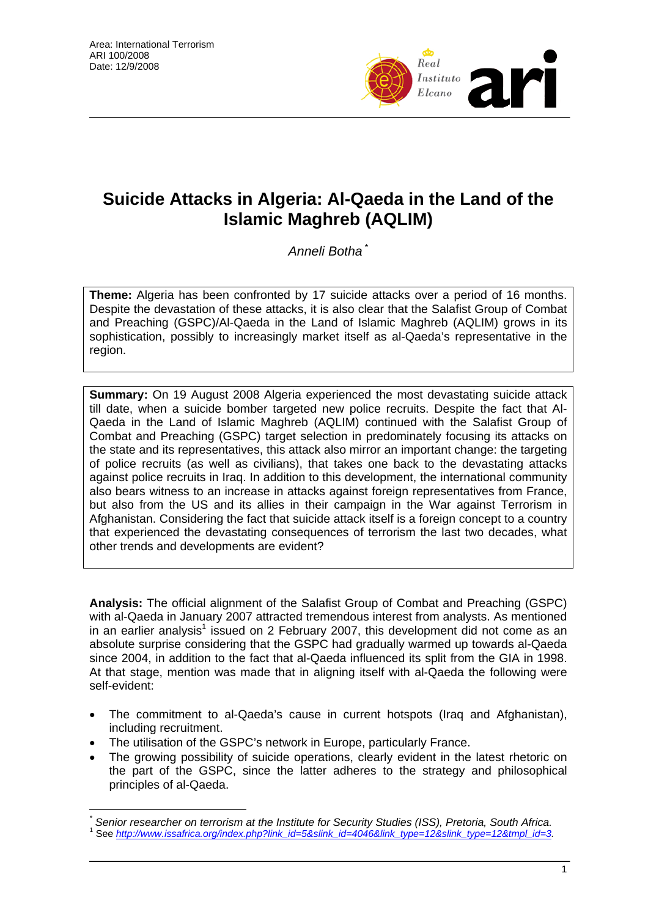Area: International Terrorism
ARI 100/2008
Date: 12/9/2008

# Suicide Attacks in Algeria: Al-Qaeda in the Land of the Islamic Maghreb (AQLIM)

*Anneli Botha* [*]

**Theme:** Algeria has been confronted by 17 suicide attacks over a period of 16 months. Despite the devastation of these attacks, it is also clear that the Salafist Group of Combat and Preaching (GSPC)/Al-Qaeda in the Land of Islamic Maghreb (AQLIM) grows in its sophistication, possibly to increasingly market itself as al-Qaeda's representative in the region.

**Summary:** On 19 August 2008 Algeria experienced the most devastating suicide attack till date, when a suicide bomber targeted new police recruits. Despite the fact that Al-Qaeda in the Land of Islamic Maghreb (AQLIM) continued with the Salafist Group of Combat and Preaching (GSPC) target selection in predominately focusing its attacks on the state and its representatives, this attack also mirror an important change: the targeting of police recruits (as well as civilians), that takes one back to the devastating attacks against police recruits in Iraq. In addition to this development, the international community also bears witness to an increase in attacks against foreign representatives from France, but also from the US and its allies in their campaign in the War against Terrorism in Afghanistan. Considering the fact that suicide attack itself is a foreign concept to a country that experienced the devastating consequences of terrorism the last two decades, what other trends and developments are evident?

**Analysis:** The official alignment of the Salafist Group of Combat and Preaching (GSPC) with al-Qaeda in January 2007 attracted tremendous interest from analysts. As mentioned in an earlier analysis[1] issued on 2 February 2007, this development did not come as an absolute surprise considering that the GSPC had gradually warmed up towards al-Qaeda since 2004, in addition to the fact that al-Qaeda influenced its split from the GIA in 1998. At that stage, mention was made that in aligning itself with al-Qaeda the following were self-evident:

- The commitment to al-Qaeda's cause in current hotspots (Iraq and Afghanistan), including recruitment.
- The utilisation of the GSPC's network in Europe, particularly France.
- The growing possibility of suicide operations, clearly evident in the latest rhetoric on the part of the GSPC, since the latter adheres to the strategy and philosophical principles of al-Qaeda.

---

[*] *Senior researcher on terrorism at the Institute for Security Studies (ISS), Pretoria, South Africa.*

[1] See *http://www.issafrica.org/index.php?link_id=5&slink_id=4046&link_type=12&slink_type=12&tmpl_id=3.*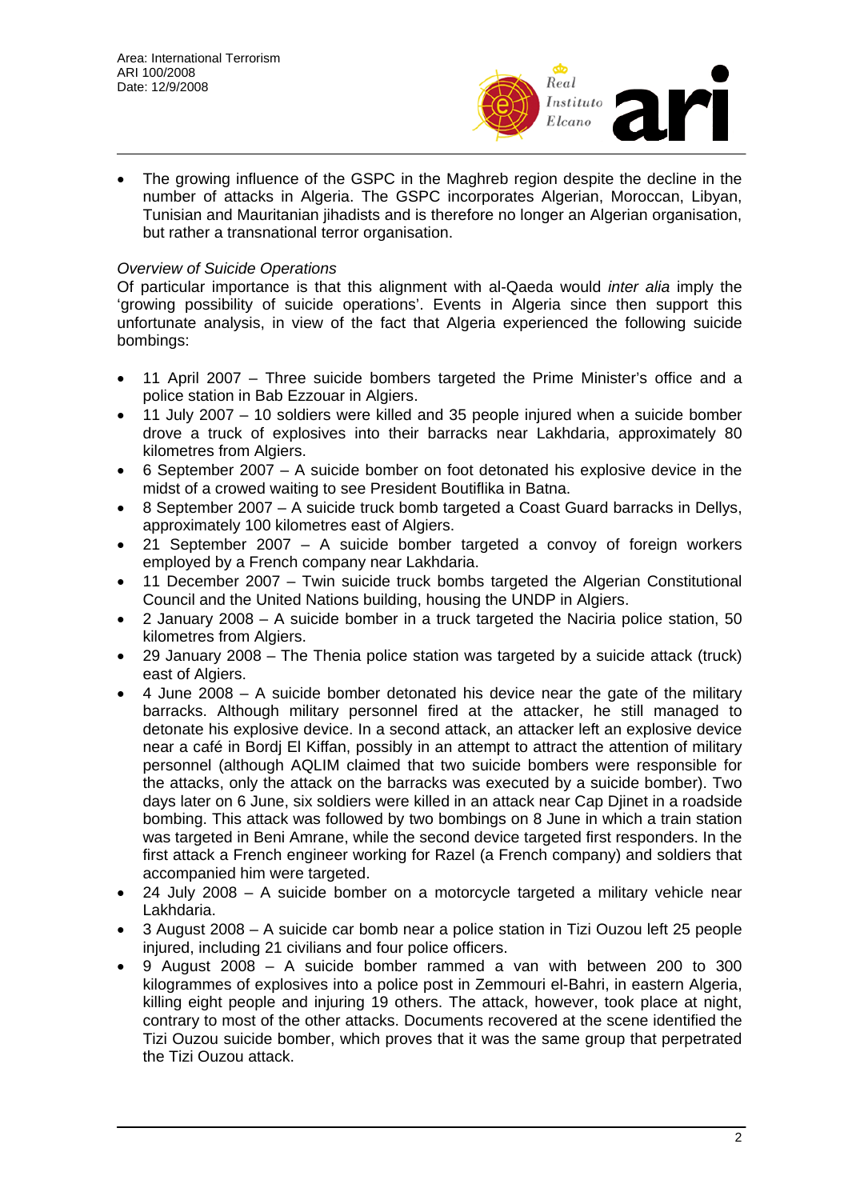- The growing influence of the GSPC in the Maghreb region despite the decline in the number of attacks in Algeria. The GSPC incorporates Algerian, Moroccan, Libyan, Tunisian and Mauritanian jihadists and is therefore no longer an Algerian organisation, but rather a transnational terror organisation.

*Overview of Suicide Operations*

Of particular importance is that this alignment with al-Qaeda would *inter alia* imply the 'growing possibility of suicide operations'. Events in Algeria since then support this unfortunate analysis, in view of the fact that Algeria experienced the following suicide bombings:

- 11 April 2007 – Three suicide bombers targeted the Prime Minister's office and a police station in Bab Ezzouar in Algiers.
- 11 July 2007 – 10 soldiers were killed and 35 people injured when a suicide bomber drove a truck of explosives into their barracks near Lakhdaria, approximately 80 kilometres from Algiers.
- 6 September 2007 – A suicide bomber on foot detonated his explosive device in the midst of a crowed waiting to see President Boutiflika in Batna.
- 8 September 2007 – A suicide truck bomb targeted a Coast Guard barracks in Dellys, approximately 100 kilometres east of Algiers.
- 21 September 2007 – A suicide bomber targeted a convoy of foreign workers employed by a French company near Lakhdaria.
- 11 December 2007 – Twin suicide truck bombs targeted the Algerian Constitutional Council and the United Nations building, housing the UNDP in Algiers.
- 2 January 2008 – A suicide bomber in a truck targeted the Naciria police station, 50 kilometres from Algiers.
- 29 January 2008 – The Thenia police station was targeted by a suicide attack (truck) east of Algiers.
- 4 June 2008 – A suicide bomber detonated his device near the gate of the military barracks. Although military personnel fired at the attacker, he still managed to detonate his explosive device. In a second attack, an attacker left an explosive device near a café in Bordj El Kiffan, possibly in an attempt to attract the attention of military personnel (although AQLIM claimed that two suicide bombers were responsible for the attacks, only the attack on the barracks was executed by a suicide bomber). Two days later on 6 June, six soldiers were killed in an attack near Cap Djinet in a roadside bombing. This attack was followed by two bombings on 8 June in which a train station was targeted in Beni Amrane, while the second device targeted first responders. In the first attack a French engineer working for Razel (a French company) and soldiers that accompanied him were targeted.
- 24 July 2008 – A suicide bomber on a motorcycle targeted a military vehicle near Lakhdaria.
- 3 August 2008 – A suicide car bomb near a police station in Tizi Ouzou left 25 people injured, including 21 civilians and four police officers.
- 9 August 2008 – A suicide bomber rammed a van with between 200 to 300 kilogrammes of explosives into a police post in Zemmouri el-Bahri, in eastern Algeria, killing eight people and injuring 19 others. The attack, however, took place at night, contrary to most of the other attacks. Documents recovered at the scene identified the Tizi Ouzou suicide bomber, which proves that it was the same group that perpetrated the Tizi Ouzou attack.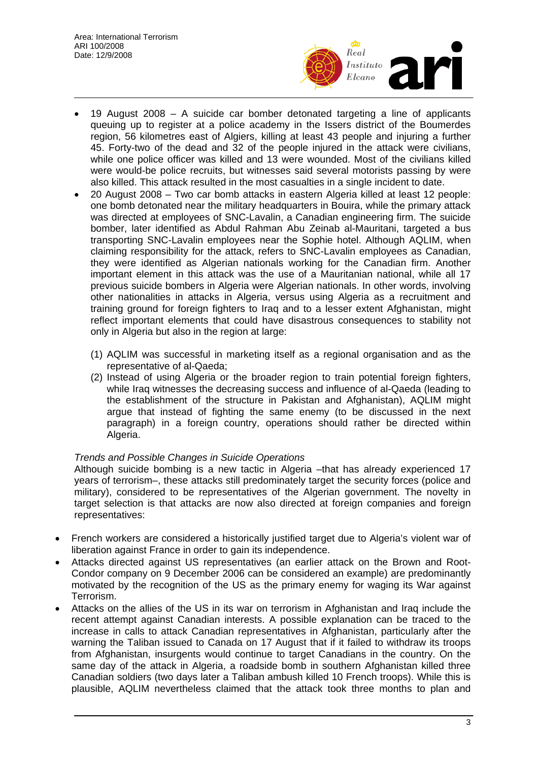- 19 August 2008 – A suicide car bomber detonated targeting a line of applicants queuing up to register at a police academy in the Issers district of the Boumerdes region, 56 kilometres east of Algiers, killing at least 43 people and injuring a further 45. Forty-two of the dead and 32 of the people injured in the attack were civilians, while one police officer was killed and 13 were wounded. Most of the civilians killed were would-be police recruits, but witnesses said several motorists passing by were also killed. This attack resulted in the most casualties in a single incident to date.
- 20 August 2008 – Two car bomb attacks in eastern Algeria killed at least 12 people: one bomb detonated near the military headquarters in Bouira, while the primary attack was directed at employees of SNC-Lavalin, a Canadian engineering firm. The suicide bomber, later identified as Abdul Rahman Abu Zeinab al-Mauritani, targeted a bus transporting SNC-Lavalin employees near the Sophie hotel. Although AQLIM, when claiming responsibility for the attack, refers to SNC-Lavalin employees as Canadian, they were identified as Algerian nationals working for the Canadian firm. Another important element in this attack was the use of a Mauritanian national, while all 17 previous suicide bombers in Algeria were Algerian nationals. In other words, involving other nationalities in attacks in Algeria, versus using Algeria as a recruitment and training ground for foreign fighters to Iraq and to a lesser extent Afghanistan, might reflect important elements that could have disastrous consequences to stability not only in Algeria but also in the region at large:

  (1) AQLIM was successful in marketing itself as a regional organisation and as the representative of al-Qaeda;
  (2) Instead of using Algeria or the broader region to train potential foreign fighters, while Iraq witnesses the decreasing success and influence of al-Qaeda (leading to the establishment of the structure in Pakistan and Afghanistan), AQLIM might argue that instead of fighting the same enemy (to be discussed in the next paragraph) in a foreign country, operations should rather be directed within Algeria.

*Trends and Possible Changes in Suicide Operations*

Although suicide bombing is a new tactic in Algeria –that has already experienced 17 years of terrorism–, these attacks still predominately target the security forces (police and military), considered to be representatives of the Algerian government. The novelty in target selection is that attacks are now also directed at foreign companies and foreign representatives:

- French workers are considered a historically justified target due to Algeria's violent war of liberation against France in order to gain its independence.
- Attacks directed against US representatives (an earlier attack on the Brown and Root-Condor company on 9 December 2006 can be considered an example) are predominantly motivated by the recognition of the US as the primary enemy for waging its War against Terrorism.
- Attacks on the allies of the US in its war on terrorism in Afghanistan and Iraq include the recent attempt against Canadian interests. A possible explanation can be traced to the increase in calls to attack Canadian representatives in Afghanistan, particularly after the warning the Taliban issued to Canada on 17 August that if it failed to withdraw its troops from Afghanistan, insurgents would continue to target Canadians in the country. On the same day of the attack in Algeria, a roadside bomb in southern Afghanistan killed three Canadian soldiers (two days later a Taliban ambush killed 10 French troops). While this is plausible, AQLIM nevertheless claimed that the attack took three months to plan and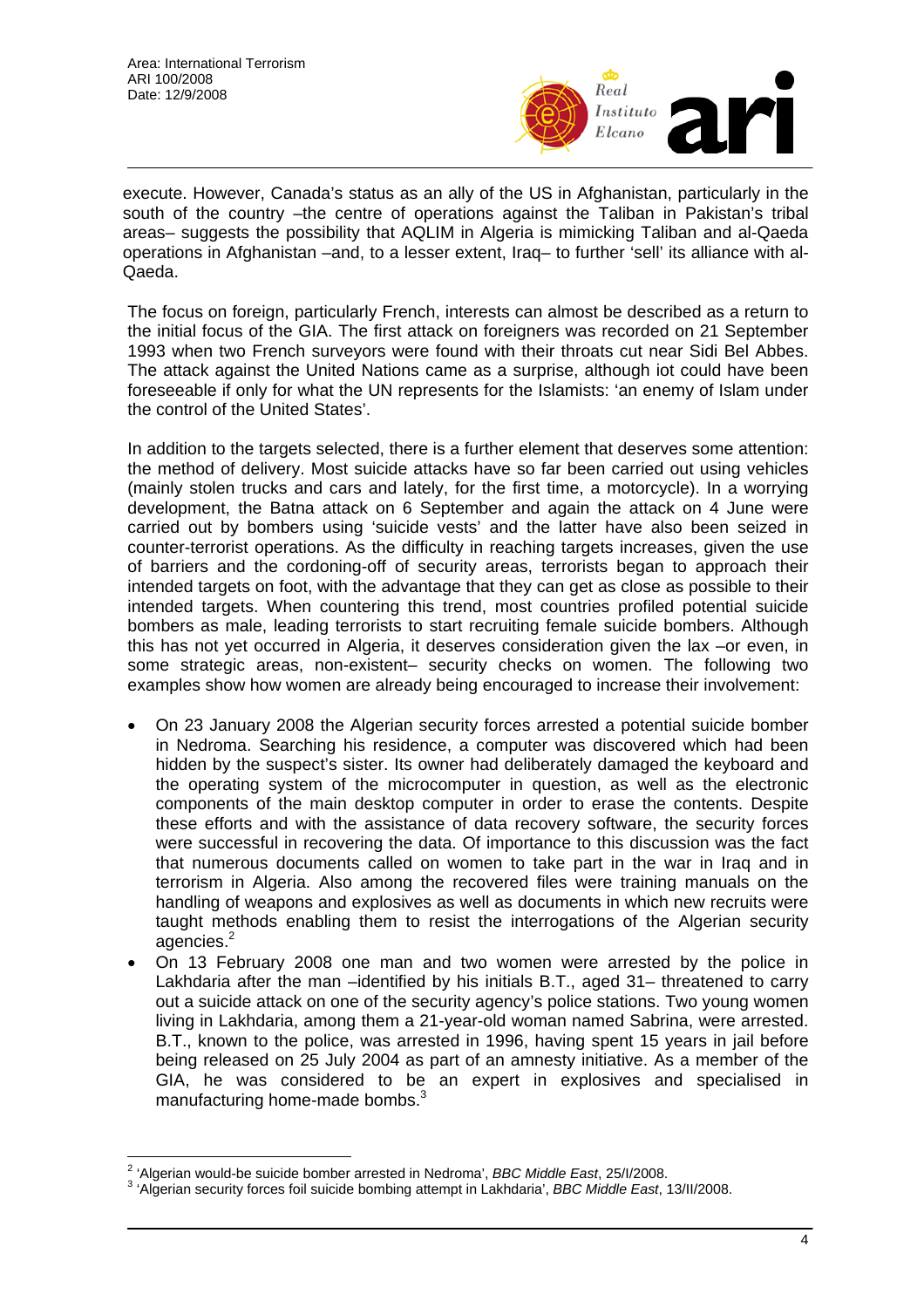execute. However, Canada's status as an ally of the US in Afghanistan, particularly in the south of the country –the centre of operations against the Taliban in Pakistan's tribal areas– suggests the possibility that AQLIM in Algeria is mimicking Taliban and al-Qaeda operations in Afghanistan –and, to a lesser extent, Iraq– to further 'sell' its alliance with al-Qaeda.

The focus on foreign, particularly French, interests can almost be described as a return to the initial focus of the GIA. The first attack on foreigners was recorded on 21 September 1993 when two French surveyors were found with their throats cut near Sidi Bel Abbes. The attack against the United Nations came as a surprise, although iot could have been foreseeable if only for what the UN represents for the Islamists: 'an enemy of Islam under the control of the United States'.

In addition to the targets selected, there is a further element that deserves some attention: the method of delivery. Most suicide attacks have so far been carried out using vehicles (mainly stolen trucks and cars and lately, for the first time, a motorcycle). In a worrying development, the Batna attack on 6 September and again the attack on 4 June were carried out by bombers using 'suicide vests' and the latter have also been seized in counter-terrorist operations. As the difficulty in reaching targets increases, given the use of barriers and the cordoning-off of security areas, terrorists began to approach their intended targets on foot, with the advantage that they can get as close as possible to their intended targets. When countering this trend, most countries profiled potential suicide bombers as male, leading terrorists to start recruiting female suicide bombers. Although this has not yet occurred in Algeria, it deserves consideration given the lax –or even, in some strategic areas, non-existent– security checks on women. The following two examples show how women are already being encouraged to increase their involvement:

- On 23 January 2008 the Algerian security forces arrested a potential suicide bomber in Nedroma. Searching his residence, a computer was discovered which had been hidden by the suspect's sister. Its owner had deliberately damaged the keyboard and the operating system of the microcomputer in question, as well as the electronic components of the main desktop computer in order to erase the contents. Despite these efforts and with the assistance of data recovery software, the security forces were successful in recovering the data. Of importance to this discussion was the fact that numerous documents called on women to take part in the war in Iraq and in terrorism in Algeria. Also among the recovered files were training manuals on the handling of weapons and explosives as well as documents in which new recruits were taught methods enabling them to resist the interrogations of the Algerian security agencies.[2]
- On 13 February 2008 one man and two women were arrested by the police in Lakhdaria after the man –identified by his initials B.T., aged 31– threatened to carry out a suicide attack on one of the security agency's police stations. Two young women living in Lakhdaria, among them a 21-year-old woman named Sabrina, were arrested. B.T., known to the police, was arrested in 1996, having spent 15 years in jail before being released on 25 July 2004 as part of an amnesty initiative. As a member of the GIA, he was considered to be an expert in explosives and specialised in manufacturing home-made bombs.[3]

---

[2] 'Algerian would-be suicide bomber arrested in Nedroma', *BBC Middle East*, 25/I/2008.

[3] 'Algerian security forces foil suicide bombing attempt in Lakhdaria', *BBC Middle East*, 13/II/2008.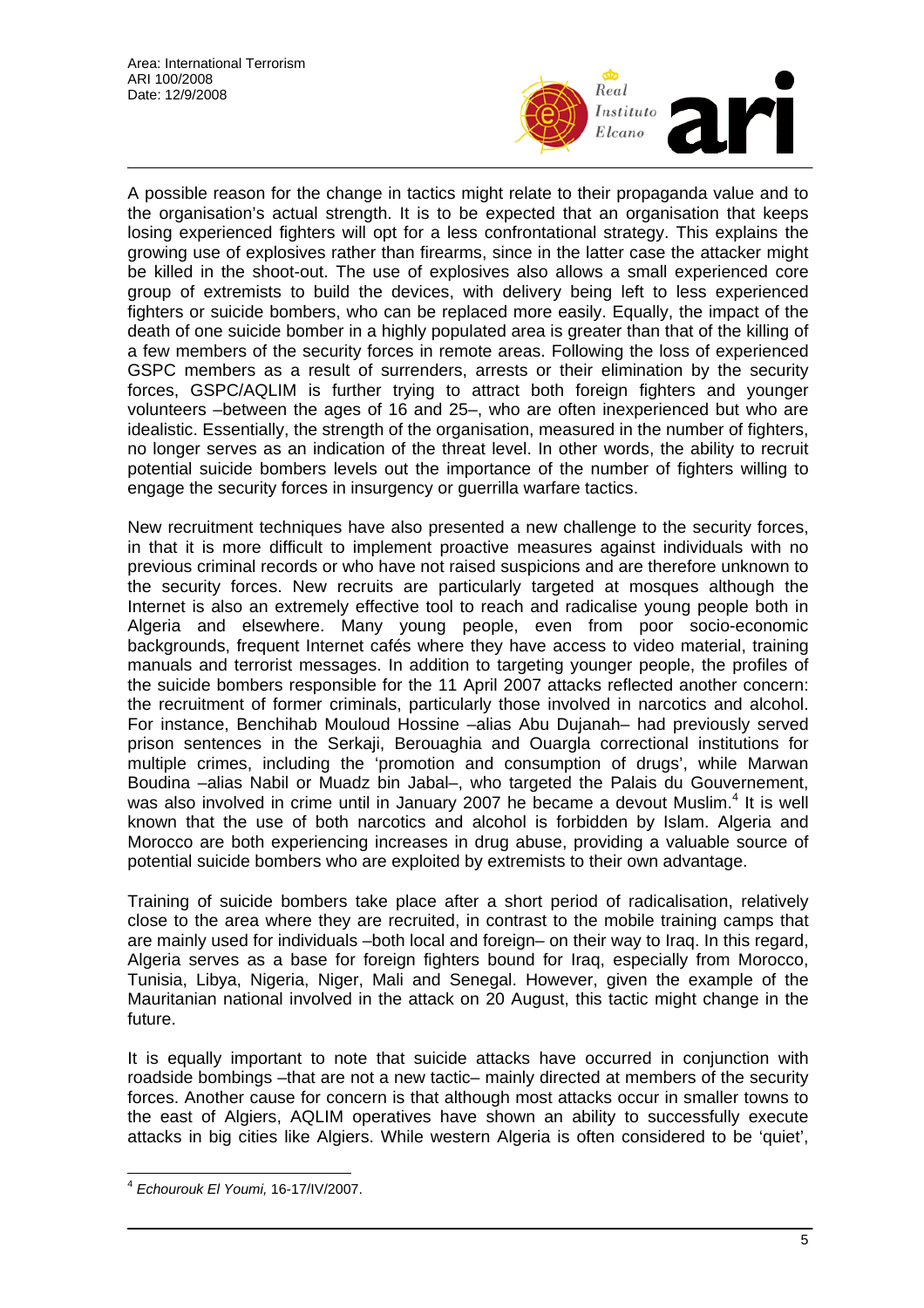A possible reason for the change in tactics might relate to their propaganda value and to the organisation's actual strength. It is to be expected that an organisation that keeps losing experienced fighters will opt for a less confrontational strategy. This explains the growing use of explosives rather than firearms, since in the latter case the attacker might be killed in the shoot-out. The use of explosives also allows a small experienced core group of extremists to build the devices, with delivery being left to less experienced fighters or suicide bombers, who can be replaced more easily. Equally, the impact of the death of one suicide bomber in a highly populated area is greater than that of the killing of a few members of the security forces in remote areas. Following the loss of experienced GSPC members as a result of surrenders, arrests or their elimination by the security forces, GSPC/AQLIM is further trying to attract both foreign fighters and younger volunteers –between the ages of 16 and 25–, who are often inexperienced but who are idealistic. Essentially, the strength of the organisation, measured in the number of fighters, no longer serves as an indication of the threat level. In other words, the ability to recruit potential suicide bombers levels out the importance of the number of fighters willing to engage the security forces in insurgency or guerrilla warfare tactics.

New recruitment techniques have also presented a new challenge to the security forces, in that it is more difficult to implement proactive measures against individuals with no previous criminal records or who have not raised suspicions and are therefore unknown to the security forces. New recruits are particularly targeted at mosques although the Internet is also an extremely effective tool to reach and radicalise young people both in Algeria and elsewhere. Many young people, even from poor socio-economic backgrounds, frequent Internet cafés where they have access to video material, training manuals and terrorist messages. In addition to targeting younger people, the profiles of the suicide bombers responsible for the 11 April 2007 attacks reflected another concern: the recruitment of former criminals, particularly those involved in narcotics and alcohol. For instance, Benchihab Mouloud Hossine –alias Abu Dujanah– had previously served prison sentences in the Serkaji, Berouaghia and Ouargla correctional institutions for multiple crimes, including the 'promotion and consumption of drugs', while Marwan Boudina –alias Nabil or Muadz bin Jabal–, who targeted the Palais du Gouvernement, was also involved in crime until in January 2007 he became a devout Muslim.[4] It is well known that the use of both narcotics and alcohol is forbidden by Islam. Algeria and Morocco are both experiencing increases in drug abuse, providing a valuable source of potential suicide bombers who are exploited by extremists to their own advantage.

Training of suicide bombers take place after a short period of radicalisation, relatively close to the area where they are recruited, in contrast to the mobile training camps that are mainly used for individuals –both local and foreign– on their way to Iraq. In this regard, Algeria serves as a base for foreign fighters bound for Iraq, especially from Morocco, Tunisia, Libya, Nigeria, Niger, Mali and Senegal. However, given the example of the Mauritanian national involved in the attack on 20 August, this tactic might change in the future.

It is equally important to note that suicide attacks have occurred in conjunction with roadside bombings –that are not a new tactic– mainly directed at members of the security forces. Another cause for concern is that although most attacks occur in smaller towns to the east of Algiers, AQLIM operatives have shown an ability to successfully execute attacks in big cities like Algiers. While western Algeria is often considered to be 'quiet',

---

[4] *Echourouk El Youmi,* 16-17/IV/2007.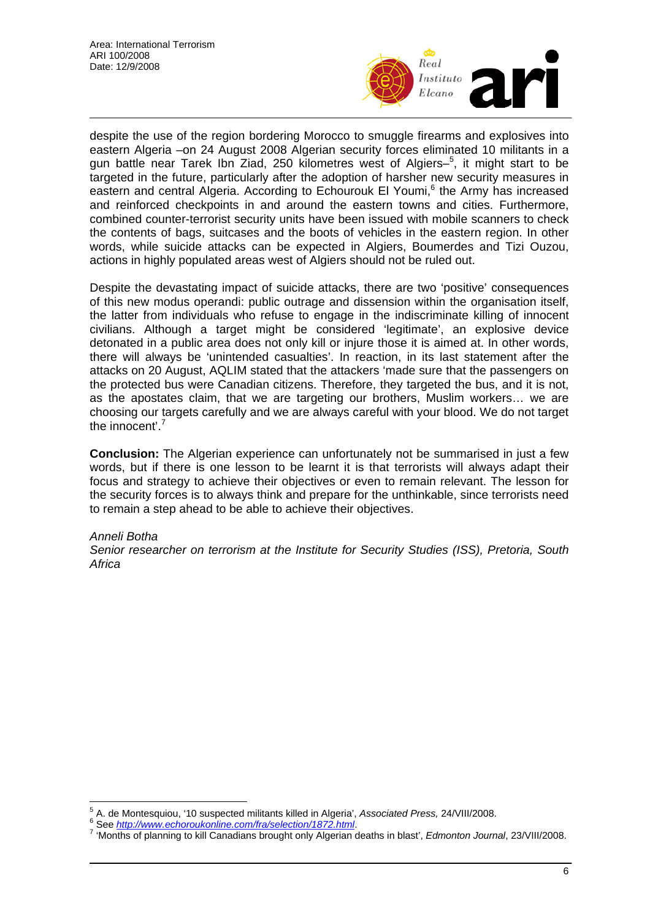despite the use of the region bordering Morocco to smuggle firearms and explosives into eastern Algeria –on 24 August 2008 Algerian security forces eliminated 10 militants in a gun battle near Tarek Ibn Ziad, 250 kilometres west of Algiers–[5], it might start to be targeted in the future, particularly after the adoption of harsher new security measures in eastern and central Algeria. According to Echourouk El Youmi,[6] the Army has increased and reinforced checkpoints in and around the eastern towns and cities. Furthermore, combined counter-terrorist security units have been issued with mobile scanners to check the contents of bags, suitcases and the boots of vehicles in the eastern region. In other words, while suicide attacks can be expected in Algiers, Boumerdes and Tizi Ouzou, actions in highly populated areas west of Algiers should not be ruled out.

Despite the devastating impact of suicide attacks, there are two 'positive' consequences of this new modus operandi: public outrage and dissension within the organisation itself, the latter from individuals who refuse to engage in the indiscriminate killing of innocent civilians. Although a target might be considered 'legitimate', an explosive device detonated in a public area does not only kill or injure those it is aimed at. In other words, there will always be 'unintended casualties'. In reaction, in its last statement after the attacks on 20 August, AQLIM stated that the attackers 'made sure that the passengers on the protected bus were Canadian citizens. Therefore, they targeted the bus, and it is not, as the apostates claim, that we are targeting our brothers, Muslim workers… we are choosing our targets carefully and we are always careful with your blood. We do not target the innocent'.[7]

**Conclusion:** The Algerian experience can unfortunately not be summarised in just a few words, but if there is one lesson to be learnt it is that terrorists will always adapt their focus and strategy to achieve their objectives or even to remain relevant. The lesson for the security forces is to always think and prepare for the unthinkable, since terrorists need to remain a step ahead to be able to achieve their objectives.

*Anneli Botha*
*Senior researcher on terrorism at the Institute for Security Studies (ISS), Pretoria, South Africa*

---

[5] A. de Montesquiou, '10 suspected militants killed in Algeria', *Associated Press,* 24/VIII/2008.

[6] See *http://www.echoroukonline.com/fra/selection/1872.html*.

[7] 'Months of planning to kill Canadians brought only Algerian deaths in blast', *Edmonton Journal*, 23/VIII/2008.